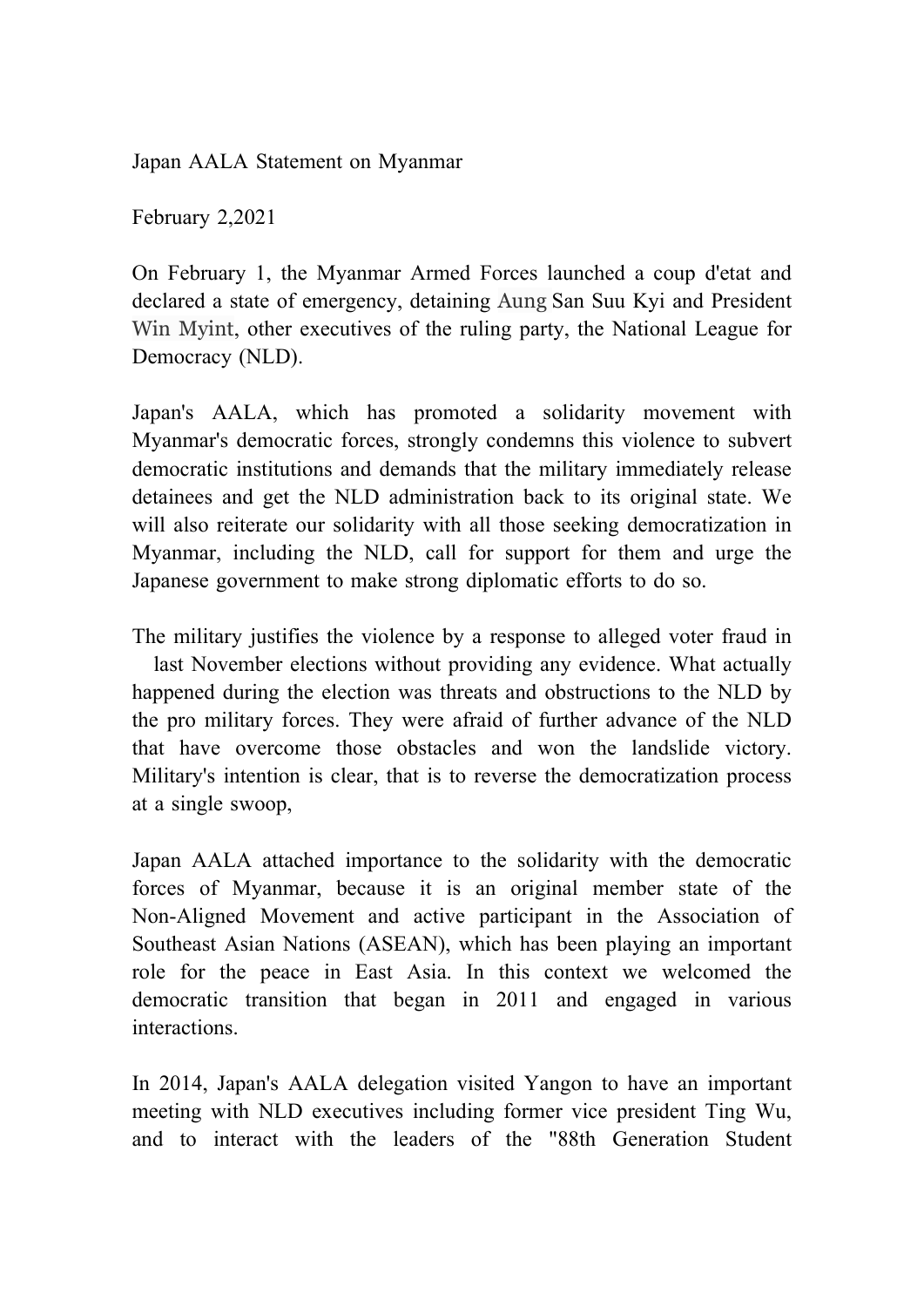Japan AALA Statement on Myanmar

February 2,2021

On February 1, the Myanmar Armed Forces launched a coup d'etat and declared a state of emergency, detaining Aung San Suu Kyi and President Win Myint, other executives of the ruling party, the National League for Democracy (NLD).

Japan's AALA, which has promoted a solidarity movement with Myanmar's democratic forces, strongly condemns this violence to subvert democratic institutions and demands that the military immediately release detainees and get the NLD administration back to its original state. We will also reiterate our solidarity with all those seeking democratization in Myanmar, including the NLD, call for support for them and urge the Japanese government to make strong diplomatic efforts to do so.

The military justifies the violence by a response to alleged voter fraud in last November elections without providing any evidence. What actually happened during the election was threats and obstructions to the NLD by the pro military forces. They were afraid of further advance of the NLD that have overcome those obstacles and won the landslide victory. Military's intention is clear, that is to reverse the democratization process at a single swoop,

Japan AALA attached importance to the solidarity with the democratic forces of Myanmar, because it is an original member state of the Non-Aligned Movement and active participant in the Association of Southeast Asian Nations (ASEAN), which has been playing an important role for the peace in East Asia. In this context we welcomed the democratic transition that began in 2011 and engaged in various interactions.

In 2014, Japan's AALA delegation visited Yangon to have an important meeting with NLD executives including former vice president Ting Wu, and to interact with the leaders of the "88th Generation Student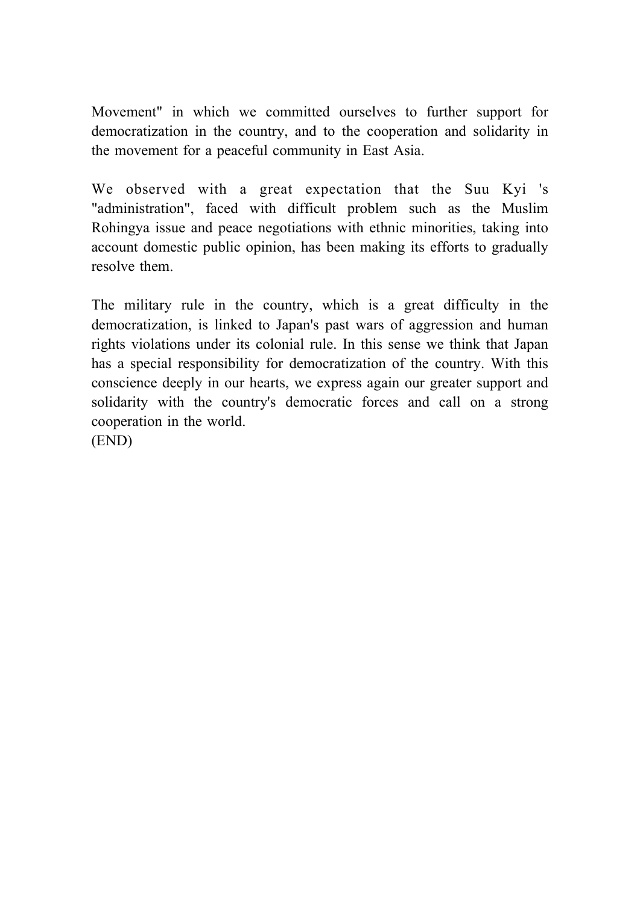Movement" in which we committed ourselves to further support for democratization in the country, and to the cooperation and solidarity in the movement for a peaceful community in East Asia.

We observed with a great expectation that the Suu Kyi 's "administration", faced with difficult problem such as the Muslim Rohingya issue and peace negotiations with ethnic minorities, taking into account domestic public opinion, has been making its efforts to gradually resolve them.

The military rule in the country, which is a great difficulty in the democratization, is linked to Japan's past wars of aggression and human rights violations under its colonial rule. In this sense we think that Japan has a special responsibility for democratization of the country. With this conscience deeply in our hearts, we express again our greater support and solidarity with the country's democratic forces and call on a strong cooperation in the world.
(END)